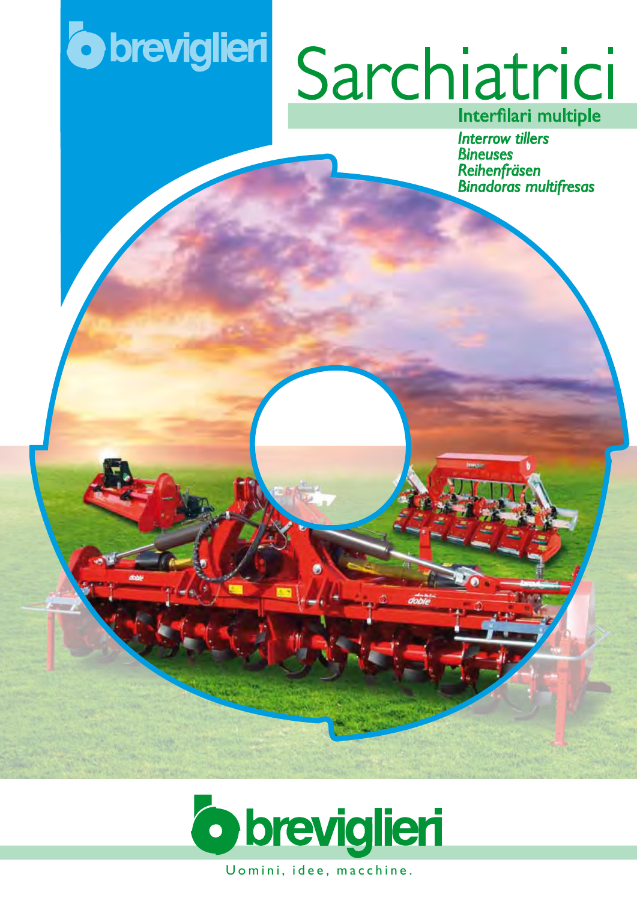breviglieri

# Sarchiatrici

## Interfilari multiple

*Interrow tillers*
*Bineuses*
*Reihenfräsen*
*Binadoras multifresas*

breviglieri

Uomini, idee, macchine.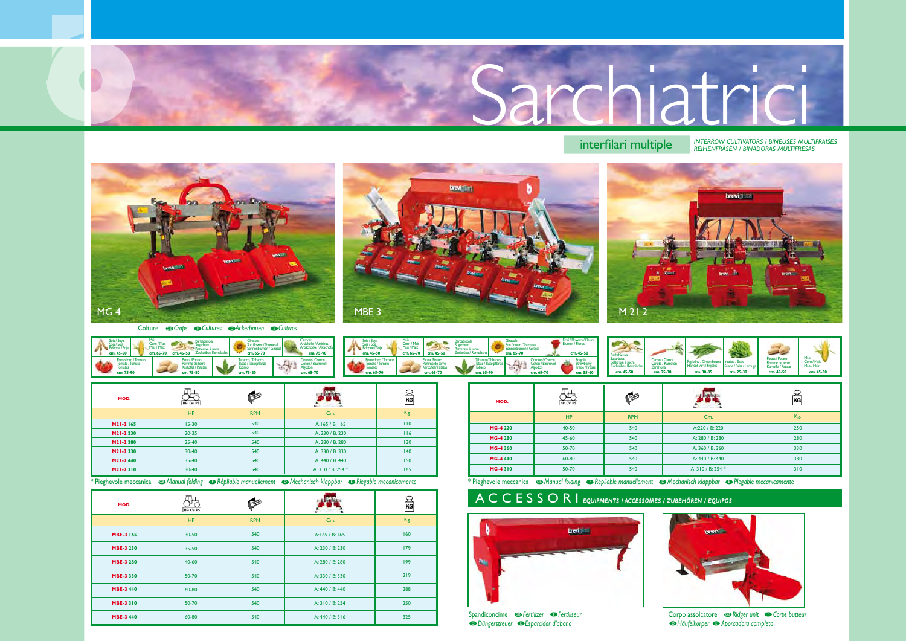# Sarchiatrici

## interfilari multiple

*INTERROW CULTIVATORS / BINEUSES MULTIFRAISES*
*REIHENFRÄSEN / BINADORAS MULTIFRESAS*

MG 4

MBE 3

M 21 2

Colture *Crops* *Cultures* *Ackerbauen* *Cultivos*

| Soia / Soya / Soja / Bohone / Soja cm. 45-50 | Mais / Corn / Maïs / Mais / Maíz cm. 65-70 | Barbabietola / Sugarbeet / Betterave à sucre / Zuckerrübe / Remolacha cm. 45-50 | Girasole / Sun flower / Tournesol / Sonnenblumen / Girasol cm. 65-70 | Carciofo / Artichoke / Artichaut / Artischocke / Alcachofa cm. 75-90 |
|---|---|---|---|---|
| Pomodoro / Tomato / Tomate / Tomate / Tomates cm. 75-90 | Patata / Potato / Pomme de terre / Kartoffel / Patatas cm. 75-80 | Tabacco / Tobacco / Tabac / Tabakpflanze / Tabaco cm. 75-80 | Cotone / Cotton / Coton / Baumwoll / Algodon cm. 65-70 | |

| Soia / Soya / Soja / Bohone / Soja cm. 45-50 | Mais / Corn / Maïs / Mais / Maíz cm. 65-70 | Barbabietola / Sugarbeet / Betterave à sucre / Zuckerrübe / Remolacha cm. 45-50 | Girasole / Sun flower / Tournesol / Sonnenblumen / Girasol cm. 65-70 | Fiori / Flowers / Fleurs / Blumen / Flores cm. 45-50 |
|---|---|---|---|---|
| Pomodoro / Tomato / Tomate / Tomate / Tomates cm. 65-70 | Patata / Potato / Pomme de terre / Kartoffel / Patatas cm. 65-70 | Tabacco / Tobacco / Tabac / Tabakpflanze / Tabaco cm. 65-70 | Cotone / Cotton / Coton / Baumwoll / Algodon cm. 65-70 | Fragola / Strawberry / Fraise / Fresas cm. 55-60 |

| Barbabietola / Sugarbeet / Betterave à sucre / Zuckerrübe / Remolacha cm. 45-50 | Carota / Carrot / Carotte / Karrotten / Zanahoria cm. 25-30 | Fagiolino / Green beans / Haricot vert / Frijoles cm. 30-35 | Insalata / Salad / Salade / Salat / Lechuga cm. 25-30 | Patata / Potato / Pomme de terre / Kartoffel / Patatas cm. 45-50 | Mais / Corn / Maïs / Mais / Maíz cm. 45-50 |
|---|---|---|---|---|---|

| MOD. | HP-CV-PS | RPM | Cm. | Kg. |
|---|---|---|---|---|
| **M21-2 165** | 15-30 | 540 | A:165 / B: 165 | 110 |
| **M21-2 230** | 20-35 | 540 | A: 230 / B: 230 | 116 |
| **M21-2 280** | 25-40 | 540 | A: 280 / B: 280 | 130 |
| **M21-2 330** | 30-40 | 540 | A: 330 / B: 330 | 140 |
| **M21-2 440** | 35-40 | 540 | A: 440 / B: 440 | 150 |
| **M21-2 310** | 30-40 | 540 | A: 310 / B: 254 * | 165 |

\* Pieghevole meccanica *Manual folding* *Répliable manuellement* *Mechanisch klappbar* *Piegable mecanicamente*

| MOD. | HP-CV-PS | RPM | Cm. | Kg. |
|---|---|---|---|---|
| **MBE-3 165** | 30-50 | 540 | A:165 / B: 165 | 160 |
| **MBE-3 230** | 35-50 | 540 | A: 230 / B: 230 | 179 |
| **MBE-3 280** | 40-60 | 540 | A: 280 / B: 280 | 199 |
| **MBE-3 330** | 50-70 | 540 | A: 330 / B: 330 | 219 |
| **MBE-3 440** | 60-80 | 540 | A: 440 / B: 440 | 288 |
| **MBE-3 310** | 50-70 | 540 | A: 310 / B: 254 | 250 |
| **MBE-3 440** | 60-80 | 540 | A: 440 / B: 346 | 325 |

| MOD. | HP-CV-PS | RPM | Cm. | Kg. |
|---|---|---|---|---|
| **MG-4 220** | 40-50 | 540 | A:220 / B: 220 | 250 |
| **MG-4 280** | 45-60 | 540 | A: 280 / B: 280 | 280 |
| **MG-4 360** | 50-70 | 540 | A: 360 / B: 360 | 330 |
| **MG-4 440** | 60-80 | 540 | A: 440 / B: 440 | 380 |
| **MG-4 310** | 50-70 | 540 | A: 310 / B: 254 * | 310 |

\* Pieghevole meccanica *Manual folding* *Répliable manuellement* *Mechanisch klappbar* *Piegable mecanicamente*

## ACCESSORI *EQUIPMENTS / ACCESSOIRES / ZUBEHÖREN / EQUIPOS*

Spandiconcime *Fertilizer* *Fertiliseur* *Düngerstreuer* *Esparcidor d'abono*

Corpo assolcatore *Ridger unit* *Corps butteur* *Häufelkorper* *Aporcadora completa*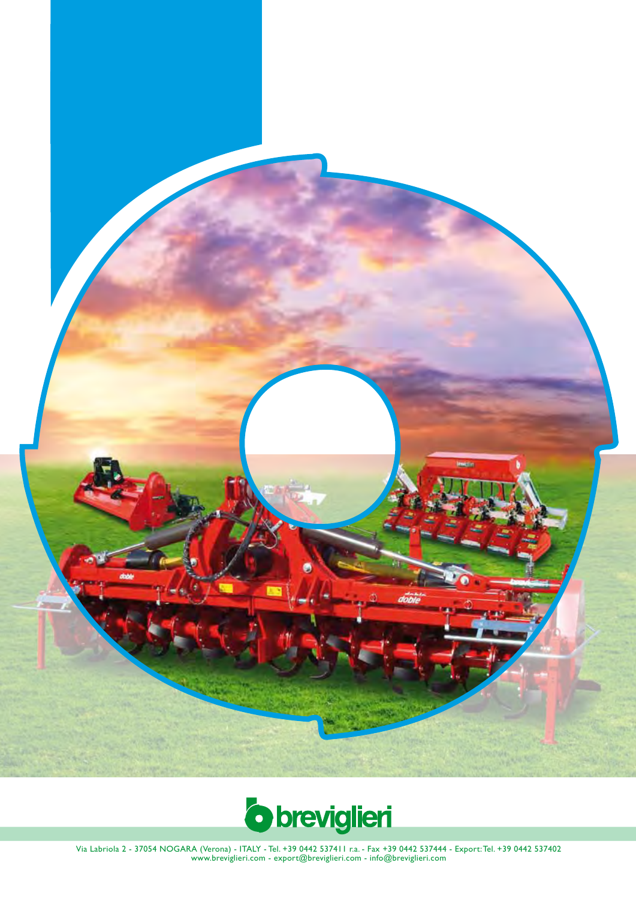breviglieri

Via Labriola 2 - 37054 NOGARA (Verona) - ITALY - Tel. +39 0442 537411 r.a. - Fax +39 0442 537444 - Export: Tel. +39 0442 537402
www.breviglieri.com - export@breviglieri.com - info@breviglieri.com